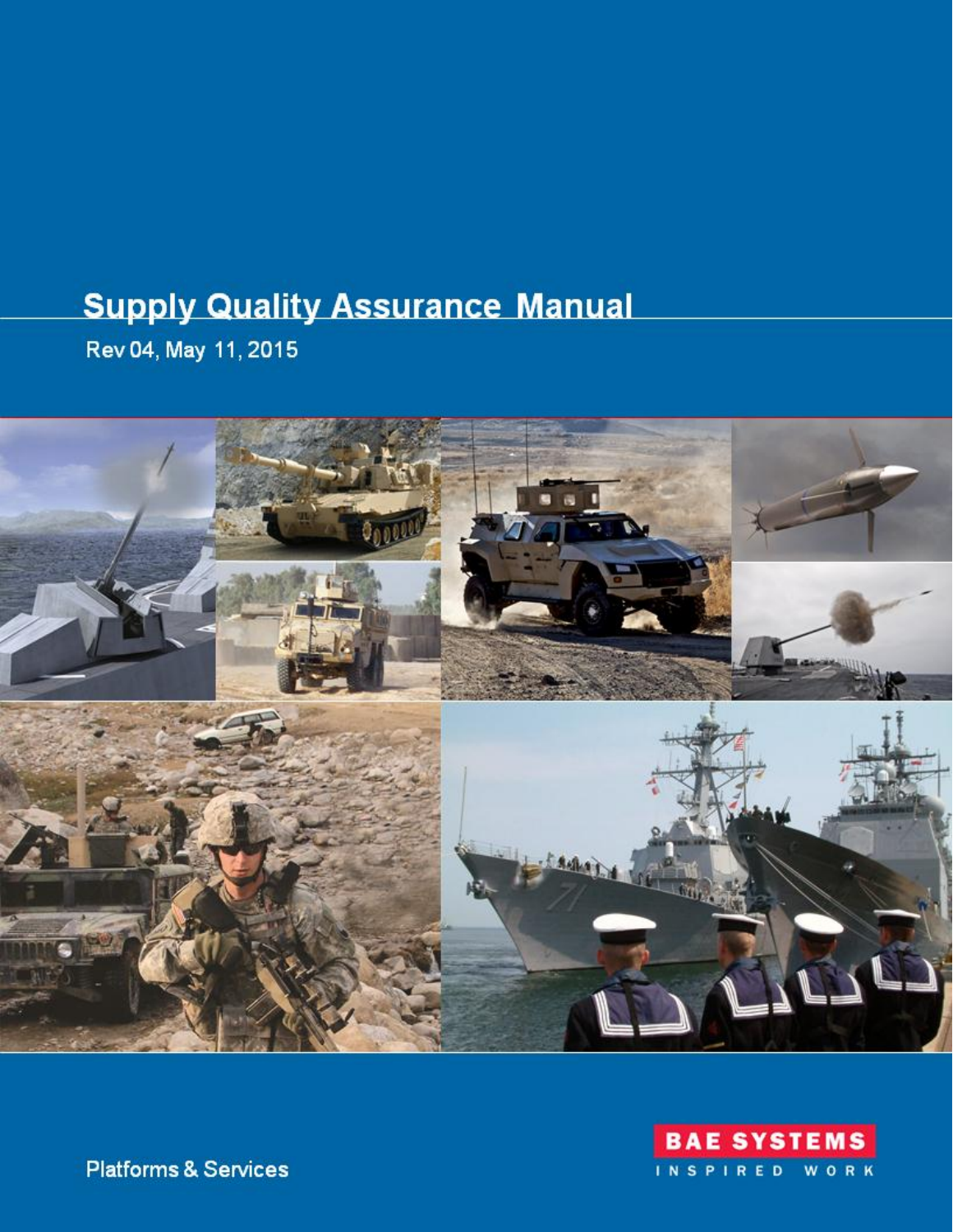# Supply Quality Assurance Manual

Rev 04, May 11, 2015

Platforms & Services

BAE SYSTEMS

INSPIRED WORK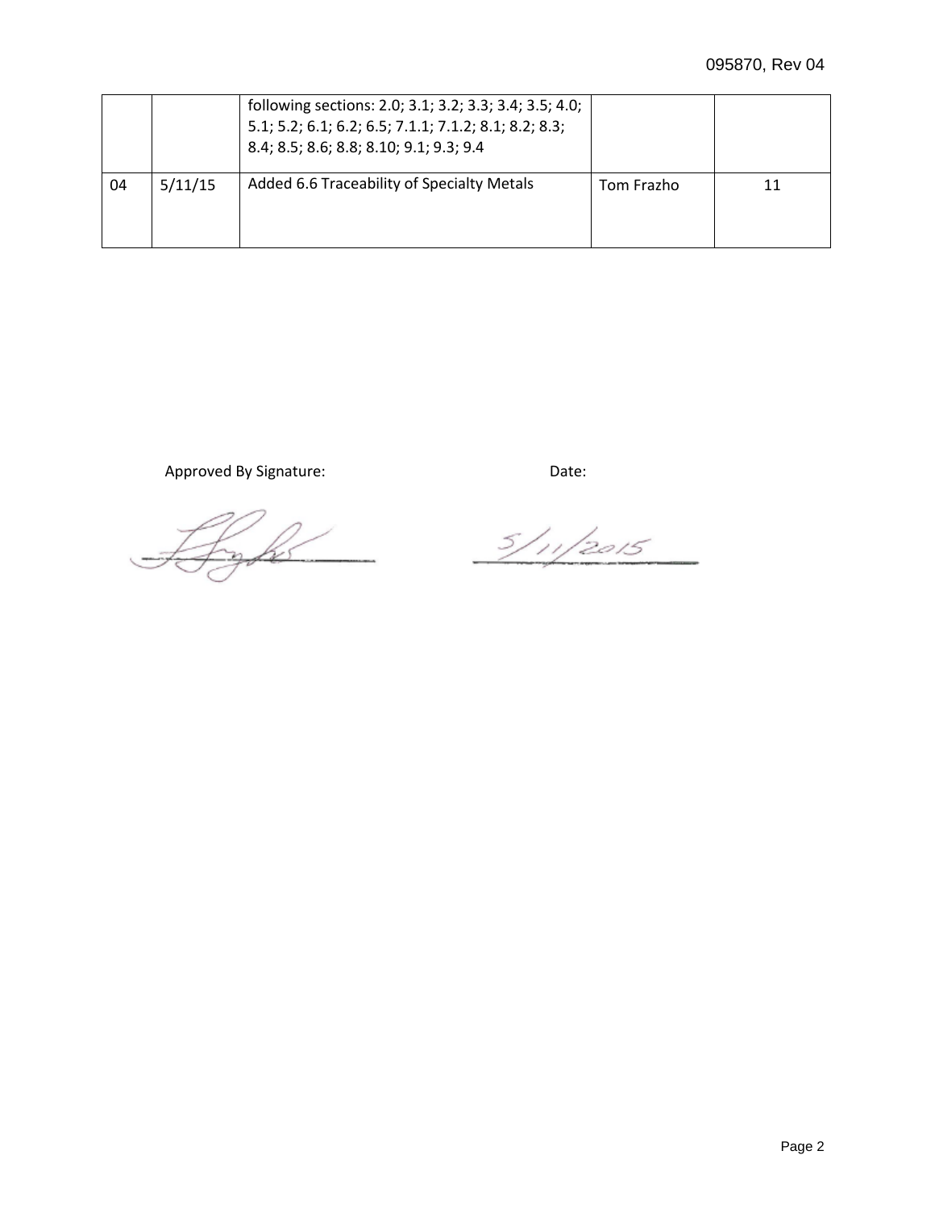|  |  | following sections: 2.0; 3.1; 3.2; 3.3; 3.4; 3.5; 4.0; 5.1; 5.2; 6.1; 6.2; 6.5; 7.1.1; 7.1.2; 8.1; 8.2; 8.3; 8.4; 8.5; 8.6; 8.8; 8.10; 9.1; 9.3; 9.4 |  |  |
|---|---|---|---|---|
| 04 | 5/11/15 | Added 6.6 Traceability of Specialty Metals | Tom Frazho | 11 |

Approved By Signature: Date:

5/11/2015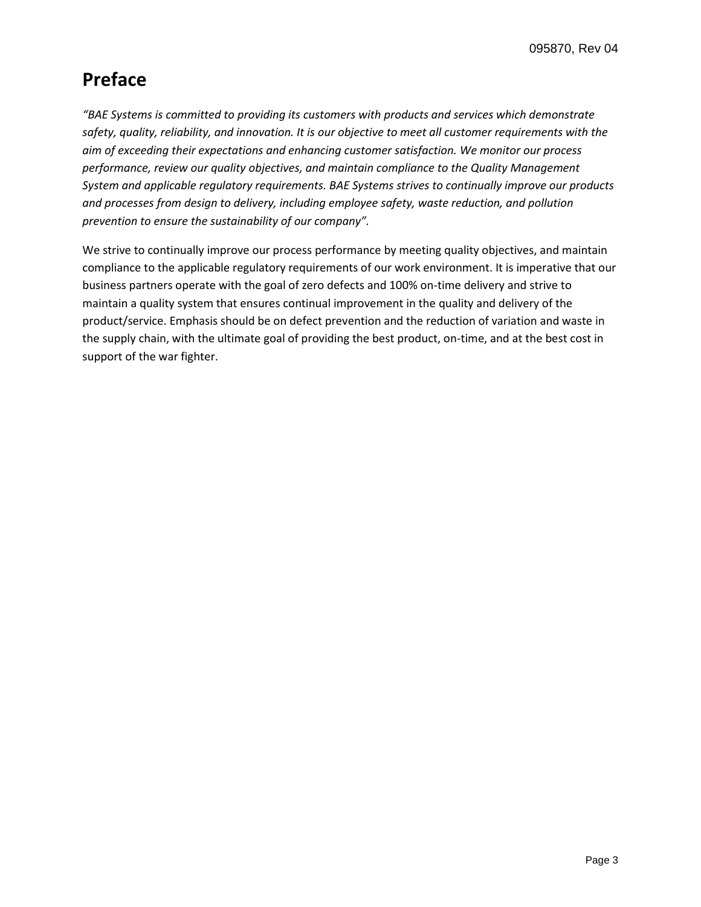# Preface

*"BAE Systems is committed to providing its customers with products and services which demonstrate safety, quality, reliability, and innovation. It is our objective to meet all customer requirements with the aim of exceeding their expectations and enhancing customer satisfaction. We monitor our process performance, review our quality objectives, and maintain compliance to the Quality Management System and applicable regulatory requirements. BAE Systems strives to continually improve our products and processes from design to delivery, including employee safety, waste reduction, and pollution prevention to ensure the sustainability of our company".*

We strive to continually improve our process performance by meeting quality objectives, and maintain compliance to the applicable regulatory requirements of our work environment. It is imperative that our business partners operate with the goal of zero defects and 100% on-time delivery and strive to maintain a quality system that ensures continual improvement in the quality and delivery of the product/service. Emphasis should be on defect prevention and the reduction of variation and waste in the supply chain, with the ultimate goal of providing the best product, on-time, and at the best cost in support of the war fighter.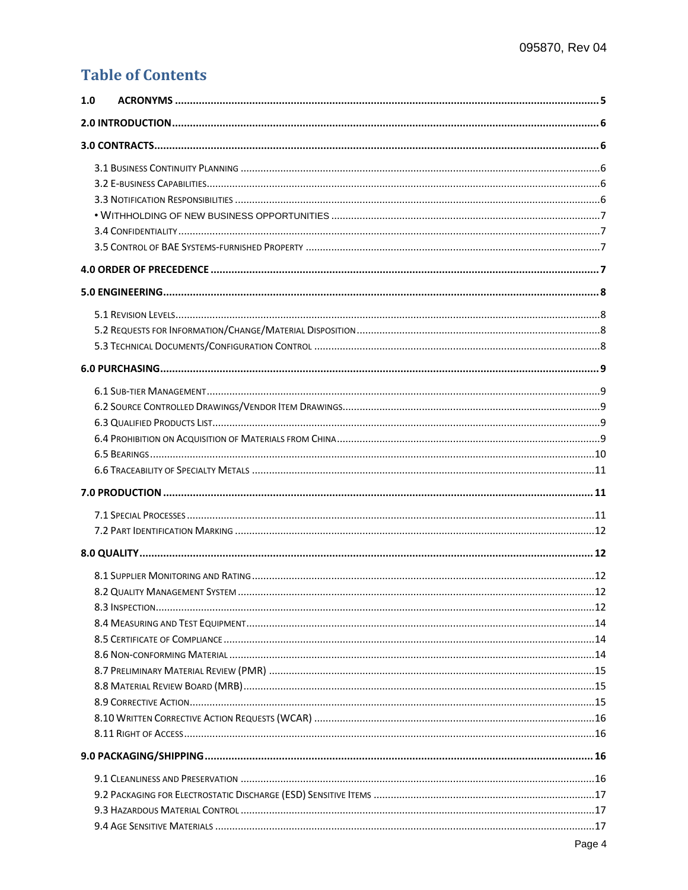# Table of Contents

1.0 ACRONYMS ..... 5

2.0 INTRODUCTION ..... 6

3.0 CONTRACTS ..... 6

- 3.1 Business Continuity Planning ..... 6
- 3.2 E-business Capabilities ..... 6
- 3.3 Notification Responsibilities ..... 6
- • Withholding of New Business Opportunities ..... 7
- 3.4 Confidentiality ..... 7
- 3.5 Control of BAE Systems-furnished Property ..... 7

4.0 ORDER OF PRECEDENCE ..... 7

5.0 ENGINEERING ..... 8

- 5.1 Revision Levels ..... 8
- 5.2 Requests for Information/Change/Material Disposition ..... 8
- 5.3 Technical Documents/Configuration Control ..... 8

6.0 PURCHASING ..... 9

- 6.1 Sub-tier Management ..... 9
- 6.2 Source Controlled Drawings/Vendor Item Drawings ..... 9
- 6.3 Qualified Products List ..... 9
- 6.4 Prohibition on Acquisition of Materials from China ..... 9
- 6.5 Bearings ..... 10
- 6.6 Traceability of Specialty Metals ..... 11

7.0 PRODUCTION ..... 11

- 7.1 Special Processes ..... 11
- 7.2 Part Identification Marking ..... 12

8.0 QUALITY ..... 12

- 8.1 Supplier Monitoring and Rating ..... 12
- 8.2 Quality Management System ..... 12
- 8.3 Inspection ..... 12
- 8.4 Measuring and Test Equipment ..... 14
- 8.5 Certificate of Compliance ..... 14
- 8.6 Non-conforming Material ..... 14
- 8.7 Preliminary Material Review (PMR) ..... 15
- 8.8 Material Review Board (MRB) ..... 15
- 8.9 Corrective Action ..... 15
- 8.10 Written Corrective Action Requests (WCAR) ..... 16
- 8.11 Right of Access ..... 16

9.0 PACKAGING/SHIPPING ..... 16

- 9.1 Cleanliness and Preservation ..... 16
- 9.2 Packaging for Electrostatic Discharge (ESD) Sensitive Items ..... 17
- 9.3 Hazardous Material Control ..... 17
- 9.4 Age Sensitive Materials ..... 17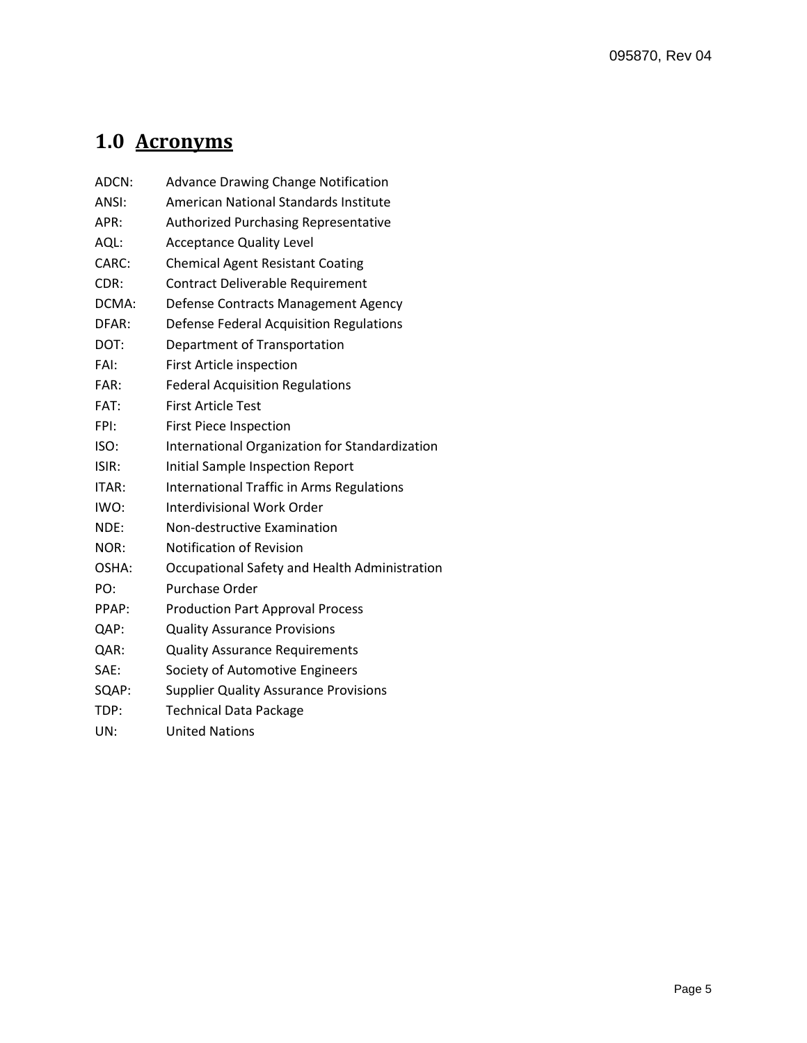## 1.0 Acronyms

ADCN: Advance Drawing Change Notification
ANSI: American National Standards Institute
APR: Authorized Purchasing Representative
AQL: Acceptance Quality Level
CARC: Chemical Agent Resistant Coating
CDR: Contract Deliverable Requirement
DCMA: Defense Contracts Management Agency
DFAR: Defense Federal Acquisition Regulations
DOT: Department of Transportation
FAI: First Article inspection
FAR: Federal Acquisition Regulations
FAT: First Article Test
FPI: First Piece Inspection
ISO: International Organization for Standardization
ISIR: Initial Sample Inspection Report
ITAR: International Traffic in Arms Regulations
IWO: Interdivisional Work Order
NDE: Non-destructive Examination
NOR: Notification of Revision
OSHA: Occupational Safety and Health Administration
PO: Purchase Order
PPAP: Production Part Approval Process
QAP: Quality Assurance Provisions
QAR: Quality Assurance Requirements
SAE: Society of Automotive Engineers
SQAP: Supplier Quality Assurance Provisions
TDP: Technical Data Package
UN: United Nations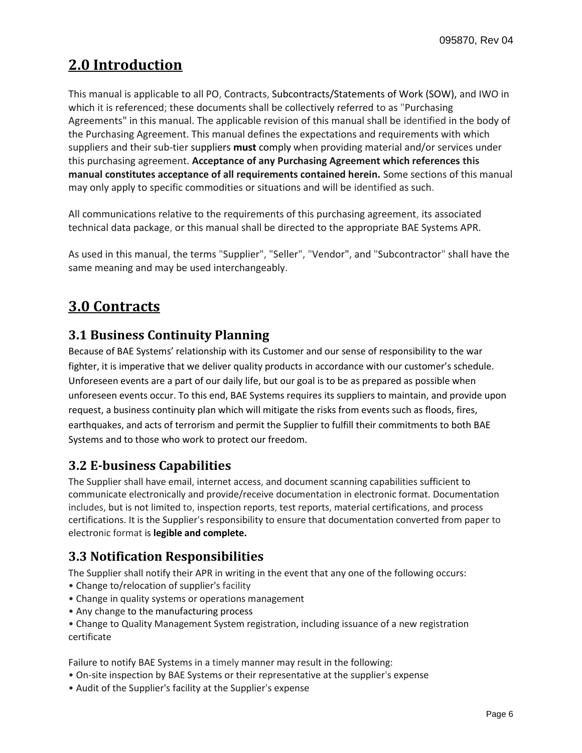## 2.0 Introduction

This manual is applicable to all PO, Contracts, Subcontracts/Statements of Work (SOW), and IWO in which it is referenced; these documents shall be collectively referred to as "Purchasing Agreements" in this manual. The applicable revision of this manual shall be identified in the body of the Purchasing Agreement. This manual defines the expectations and requirements with which suppliers and their sub-tier suppliers **must** comply when providing material and/or services under this purchasing agreement. **Acceptance of any Purchasing Agreement which references this manual constitutes acceptance of all requirements contained herein.** Some sections of this manual may only apply to specific commodities or situations and will be identified as such.

All communications relative to the requirements of this purchasing agreement, its associated technical data package, or this manual shall be directed to the appropriate BAE Systems APR.

As used in this manual, the terms "Supplier", "Seller", "Vendor", and "Subcontractor" shall have the same meaning and may be used interchangeably.

## 3.0 Contracts

### 3.1 Business Continuity Planning

Because of BAE Systems' relationship with its Customer and our sense of responsibility to the war fighter, it is imperative that we deliver quality products in accordance with our customer's schedule. Unforeseen events are a part of our daily life, but our goal is to be as prepared as possible when unforeseen events occur. To this end, BAE Systems requires its suppliers to maintain, and provide upon request, a business continuity plan which will mitigate the risks from events such as floods, fires, earthquakes, and acts of terrorism and permit the Supplier to fulfill their commitments to both BAE Systems and to those who work to protect our freedom.

### 3.2 E-business Capabilities

The Supplier shall have email, internet access, and document scanning capabilities sufficient to communicate electronically and provide/receive documentation in electronic format. Documentation includes, but is not limited to, inspection reports, test reports, material certifications, and process certifications. It is the Supplier's responsibility to ensure that documentation converted from paper to electronic format is **legible and complete.**

### 3.3 Notification Responsibilities

The Supplier shall notify their APR in writing in the event that any one of the following occurs:

- Change to/relocation of supplier's facility
- Change in quality systems or operations management
- Any change to the manufacturing process
- Change to Quality Management System registration, including issuance of a new registration certificate

Failure to notify BAE Systems in a timely manner may result in the following:

- On-site inspection by BAE Systems or their representative at the supplier's expense
- Audit of the Supplier's facility at the Supplier's expense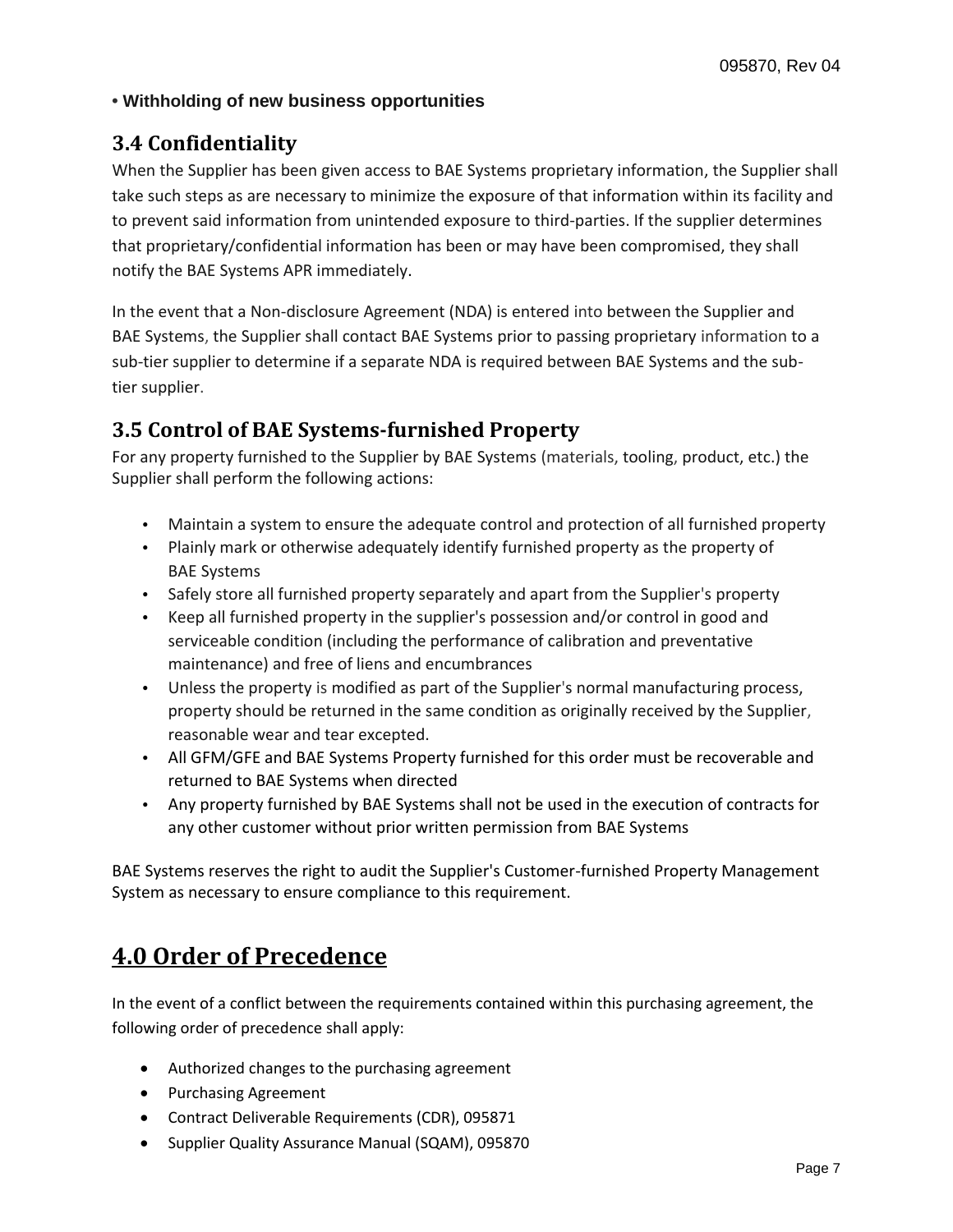**• Withholding of new business opportunities**

### 3.4 Confidentiality

When the Supplier has been given access to BAE Systems proprietary information, the Supplier shall take such steps as are necessary to minimize the exposure of that information within its facility and to prevent said information from unintended exposure to third-parties. If the supplier determines that proprietary/confidential information has been or may have been compromised, they shall notify the BAE Systems APR immediately.

In the event that a Non-disclosure Agreement (NDA) is entered into between the Supplier and BAE Systems, the Supplier shall contact BAE Systems prior to passing proprietary information to a sub-tier supplier to determine if a separate NDA is required between BAE Systems and the sub-tier supplier.

### 3.5 Control of BAE Systems-furnished Property

For any property furnished to the Supplier by BAE Systems (materials, tooling, product, etc.) the Supplier shall perform the following actions:

- Maintain a system to ensure the adequate control and protection of all furnished property
- Plainly mark or otherwise adequately identify furnished property as the property of BAE Systems
- Safely store all furnished property separately and apart from the Supplier's property
- Keep all furnished property in the supplier's possession and/or control in good and serviceable condition (including the performance of calibration and preventative maintenance) and free of liens and encumbrances
- Unless the property is modified as part of the Supplier's normal manufacturing process, property should be returned in the same condition as originally received by the Supplier, reasonable wear and tear excepted.
- All GFM/GFE and BAE Systems Property furnished for this order must be recoverable and returned to BAE Systems when directed
- Any property furnished by BAE Systems shall not be used in the execution of contracts for any other customer without prior written permission from BAE Systems

BAE Systems reserves the right to audit the Supplier's Customer-furnished Property Management System as necessary to ensure compliance to this requirement.

## 4.0 Order of Precedence

In the event of a conflict between the requirements contained within this purchasing agreement, the following order of precedence shall apply:

- Authorized changes to the purchasing agreement
- Purchasing Agreement
- Contract Deliverable Requirements (CDR), 095871
- Supplier Quality Assurance Manual (SQAM), 095870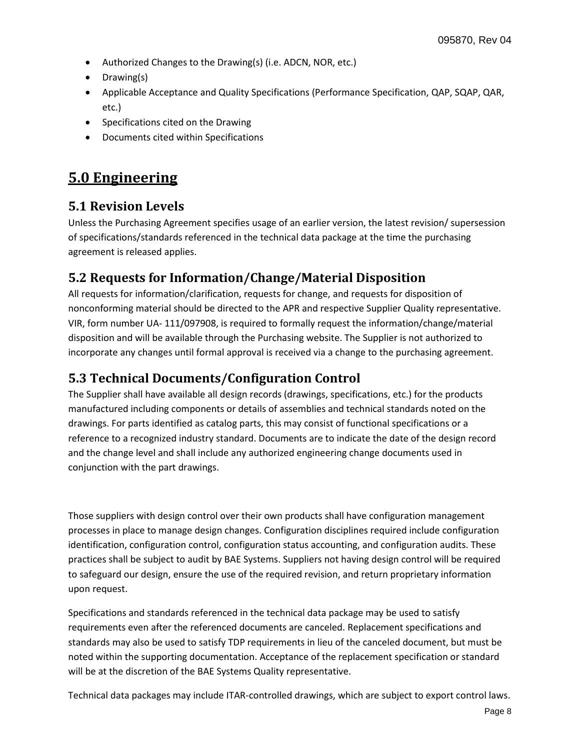- Authorized Changes to the Drawing(s) (i.e. ADCN, NOR, etc.)
- Drawing(s)
- Applicable Acceptance and Quality Specifications (Performance Specification, QAP, SQAP, QAR, etc.)
- Specifications cited on the Drawing
- Documents cited within Specifications

# 5.0 Engineering

## 5.1 Revision Levels

Unless the Purchasing Agreement specifies usage of an earlier version, the latest revision/ supersession of specifications/standards referenced in the technical data package at the time the purchasing agreement is released applies.

## 5.2 Requests for Information/Change/Material Disposition

All requests for information/clarification, requests for change, and requests for disposition of nonconforming material should be directed to the APR and respective Supplier Quality representative. VIR, form number UA- 111/097908, is required to formally request the information/change/material disposition and will be available through the Purchasing website. The Supplier is not authorized to incorporate any changes until formal approval is received via a change to the purchasing agreement.

## 5.3 Technical Documents/Configuration Control

The Supplier shall have available all design records (drawings, specifications, etc.) for the products manufactured including components or details of assemblies and technical standards noted on the drawings. For parts identified as catalog parts, this may consist of functional specifications or a reference to a recognized industry standard. Documents are to indicate the date of the design record and the change level and shall include any authorized engineering change documents used in conjunction with the part drawings.

Those suppliers with design control over their own products shall have configuration management processes in place to manage design changes. Configuration disciplines required include configuration identification, configuration control, configuration status accounting, and configuration audits. These practices shall be subject to audit by BAE Systems. Suppliers not having design control will be required to safeguard our design, ensure the use of the required revision, and return proprietary information upon request.

Specifications and standards referenced in the technical data package may be used to satisfy requirements even after the referenced documents are canceled. Replacement specifications and standards may also be used to satisfy TDP requirements in lieu of the canceled document, but must be noted within the supporting documentation. Acceptance of the replacement specification or standard will be at the discretion of the BAE Systems Quality representative.

Technical data packages may include ITAR-controlled drawings, which are subject to export control laws.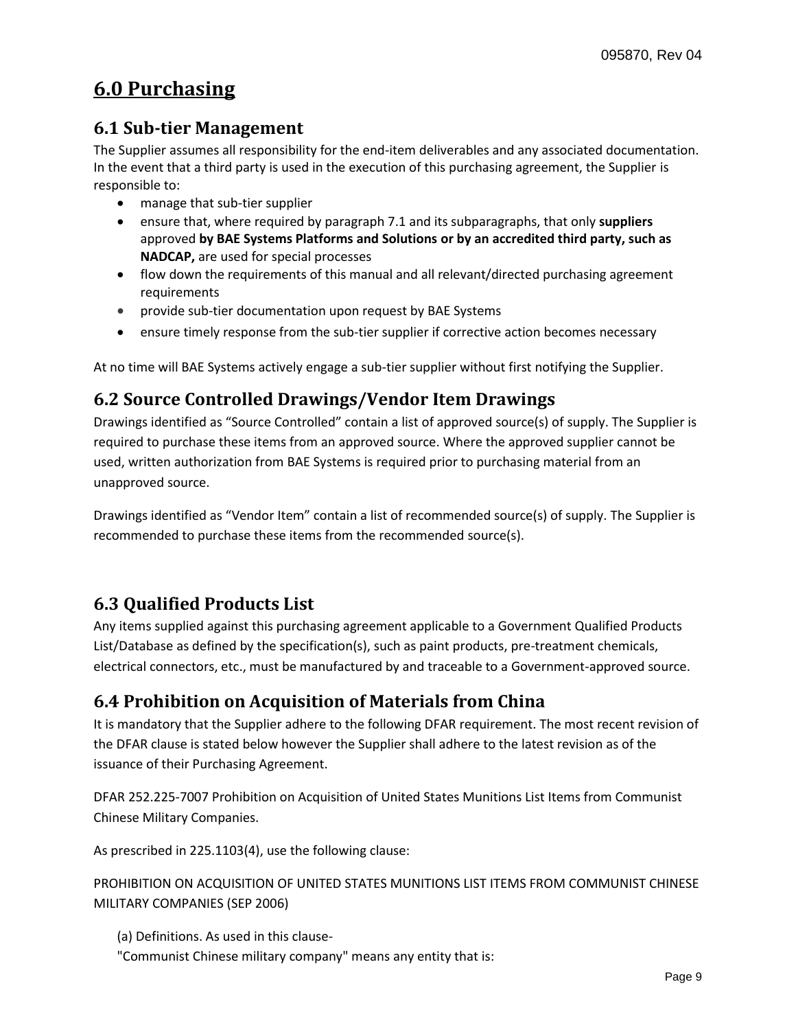# 6.0 Purchasing

## 6.1 Sub-tier Management

The Supplier assumes all responsibility for the end-item deliverables and any associated documentation. In the event that a third party is used in the execution of this purchasing agreement, the Supplier is responsible to:

- manage that sub-tier supplier
- ensure that, where required by paragraph 7.1 and its subparagraphs, that only **suppliers** approved **by BAE Systems Platforms and Solutions or by an accredited third party, such as NADCAP,** are used for special processes
- flow down the requirements of this manual and all relevant/directed purchasing agreement requirements
- provide sub-tier documentation upon request by BAE Systems
- ensure timely response from the sub-tier supplier if corrective action becomes necessary

At no time will BAE Systems actively engage a sub-tier supplier without first notifying the Supplier.

## 6.2 Source Controlled Drawings/Vendor Item Drawings

Drawings identified as "Source Controlled" contain a list of approved source(s) of supply. The Supplier is required to purchase these items from an approved source. Where the approved supplier cannot be used, written authorization from BAE Systems is required prior to purchasing material from an unapproved source.

Drawings identified as "Vendor Item" contain a list of recommended source(s) of supply. The Supplier is recommended to purchase these items from the recommended source(s).

## 6.3 Qualified Products List

Any items supplied against this purchasing agreement applicable to a Government Qualified Products List/Database as defined by the specification(s), such as paint products, pre-treatment chemicals, electrical connectors, etc., must be manufactured by and traceable to a Government-approved source.

## 6.4 Prohibition on Acquisition of Materials from China

It is mandatory that the Supplier adhere to the following DFAR requirement. The most recent revision of the DFAR clause is stated below however the Supplier shall adhere to the latest revision as of the issuance of their Purchasing Agreement.

DFAR 252.225-7007 Prohibition on Acquisition of United States Munitions List Items from Communist Chinese Military Companies.

As prescribed in 225.1103(4), use the following clause:

PROHIBITION ON ACQUISITION OF UNITED STATES MUNITIONS LIST ITEMS FROM COMMUNIST CHINESE MILITARY COMPANIES (SEP 2006)

(a) Definitions. As used in this clause-

"Communist Chinese military company" means any entity that is: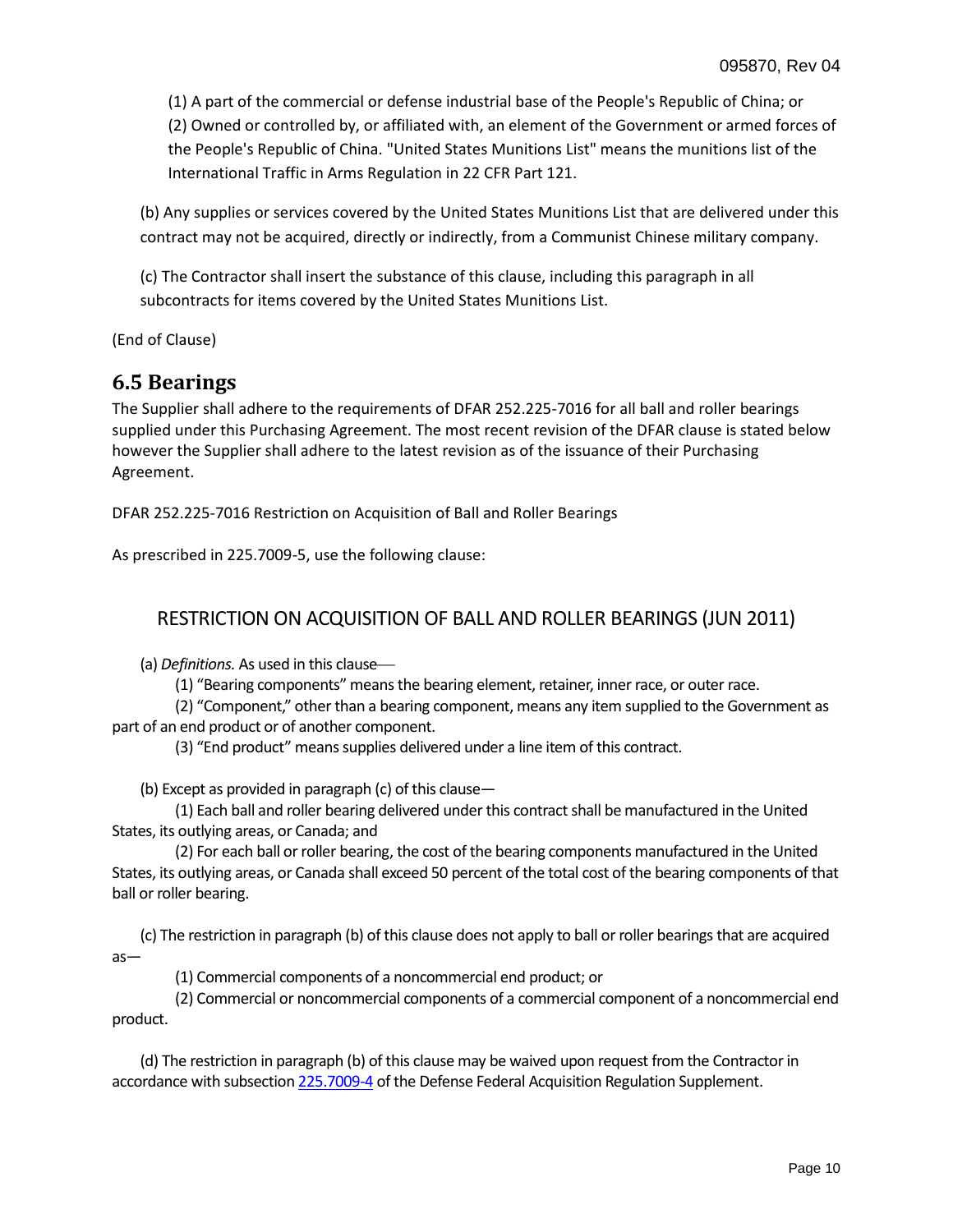(1) A part of the commercial or defense industrial base of the People's Republic of China; or
(2) Owned or controlled by, or affiliated with, an element of the Government or armed forces of the People's Republic of China. "United States Munitions List" means the munitions list of the International Traffic in Arms Regulation in 22 CFR Part 121.

(b) Any supplies or services covered by the United States Munitions List that are delivered under this contract may not be acquired, directly or indirectly, from a Communist Chinese military company.

(c) The Contractor shall insert the substance of this clause, including this paragraph in all subcontracts for items covered by the United States Munitions List.

(End of Clause)

## 6.5 Bearings

The Supplier shall adhere to the requirements of DFAR 252.225-7016 for all ball and roller bearings supplied under this Purchasing Agreement. The most recent revision of the DFAR clause is stated below however the Supplier shall adhere to the latest revision as of the issuance of their Purchasing Agreement.

DFAR 252.225-7016 Restriction on Acquisition of Ball and Roller Bearings

As prescribed in 225.7009-5, use the following clause:

### RESTRICTION ON ACQUISITION OF BALL AND ROLLER BEARINGS (JUN 2011)

(a) *Definitions.* As used in this clause—

(1) “Bearing components” means the bearing element, retainer, inner race, or outer race.

(2) “Component,” other than a bearing component, means any item supplied to the Government as part of an end product or of another component.

(3) “End product” means supplies delivered under a line item of this contract.

(b) Except as provided in paragraph (c) of this clause—

(1) Each ball and roller bearing delivered under this contract shall be manufactured in the United States, its outlying areas, or Canada; and

(2) For each ball or roller bearing, the cost of the bearing components manufactured in the United States, its outlying areas, or Canada shall exceed 50 percent of the total cost of the bearing components of that ball or roller bearing.

(c) The restriction in paragraph (b) of this clause does not apply to ball or roller bearings that are acquired as—

(1) Commercial components of a noncommercial end product; or

(2) Commercial or noncommercial components of a commercial component of a noncommercial end product.

(d) The restriction in paragraph (b) of this clause may be waived upon request from the Contractor in accordance with subsection 225.7009-4 of the Defense Federal Acquisition Regulation Supplement.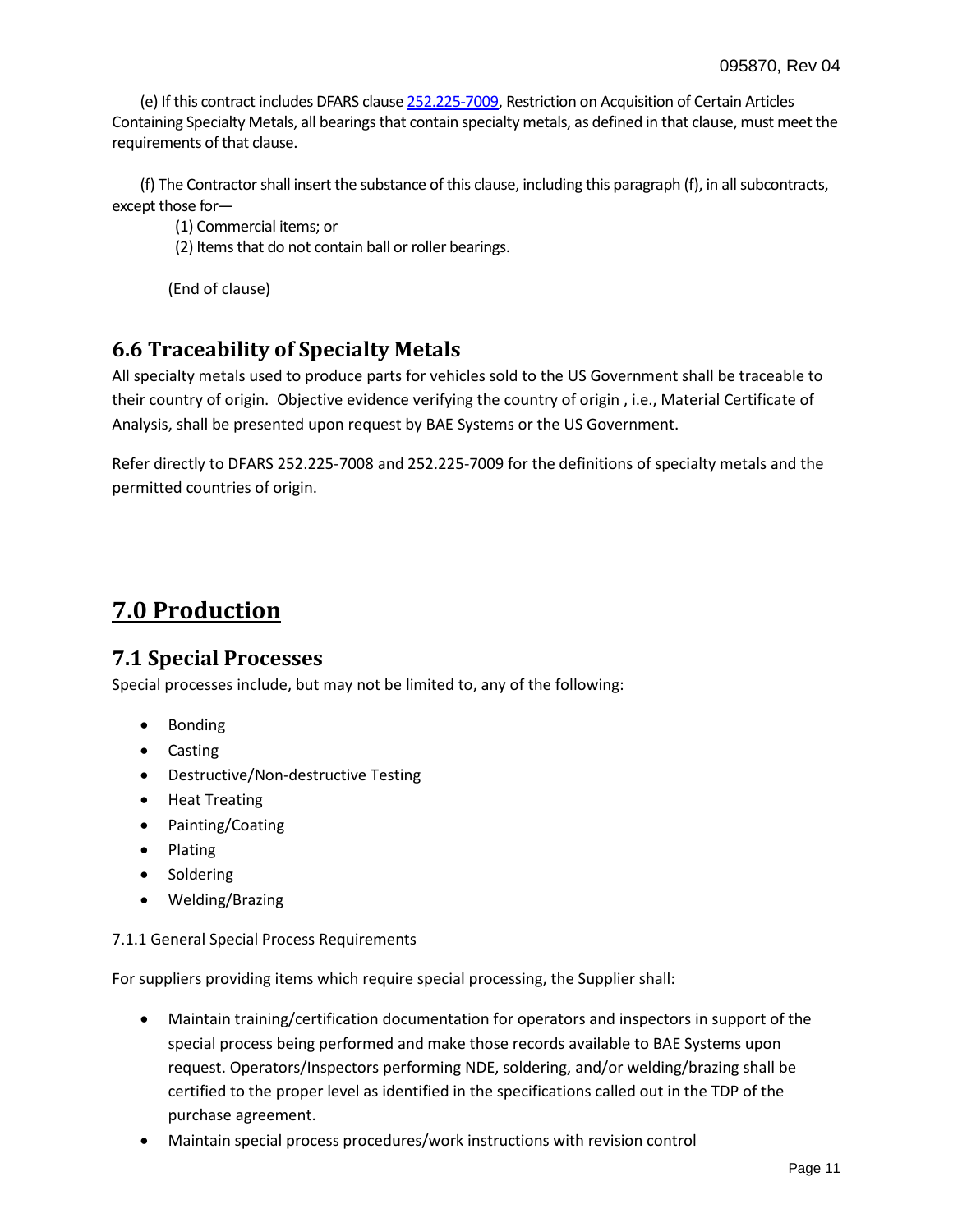(e) If this contract includes DFARS clause [252.225-7009](), Restriction on Acquisition of Certain Articles Containing Specialty Metals, all bearings that contain specialty metals, as defined in that clause, must meet the requirements of that clause.

(f) The Contractor shall insert the substance of this clause, including this paragraph (f), in all subcontracts, except those for—

(1) Commercial items; or

(2) Items that do not contain ball or roller bearings.

(End of clause)

## 6.6 Traceability of Specialty Metals

All specialty metals used to produce parts for vehicles sold to the US Government shall be traceable to their country of origin. Objective evidence verifying the country of origin , i.e., Material Certificate of Analysis, shall be presented upon request by BAE Systems or the US Government.

Refer directly to DFARS 252.225-7008 and 252.225-7009 for the definitions of specialty metals and the permitted countries of origin.

# 7.0 Production

## 7.1 Special Processes

Special processes include, but may not be limited to, any of the following:

- Bonding
- Casting
- Destructive/Non-destructive Testing
- Heat Treating
- Painting/Coating
- Plating
- Soldering
- Welding/Brazing

7.1.1 General Special Process Requirements

For suppliers providing items which require special processing, the Supplier shall:

- Maintain training/certification documentation for operators and inspectors in support of the special process being performed and make those records available to BAE Systems upon request. Operators/Inspectors performing NDE, soldering, and/or welding/brazing shall be certified to the proper level as identified in the specifications called out in the TDP of the purchase agreement.
- Maintain special process procedures/work instructions with revision control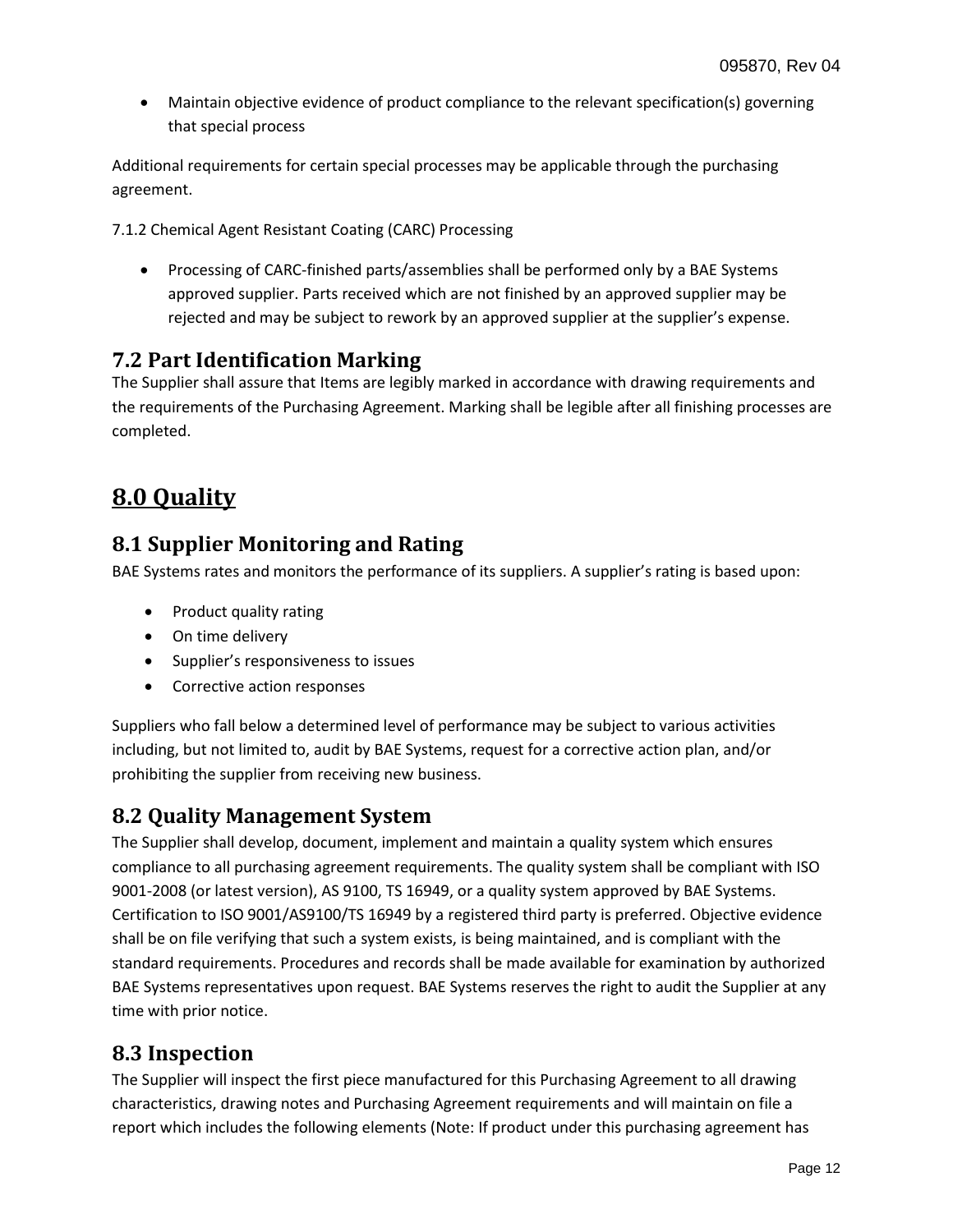- Maintain objective evidence of product compliance to the relevant specification(s) governing that special process

Additional requirements for certain special processes may be applicable through the purchasing agreement.

7.1.2 Chemical Agent Resistant Coating (CARC) Processing

- Processing of CARC-finished parts/assemblies shall be performed only by a BAE Systems approved supplier. Parts received which are not finished by an approved supplier may be rejected and may be subject to rework by an approved supplier at the supplier's expense.

## 7.2 Part Identification Marking

The Supplier shall assure that Items are legibly marked in accordance with drawing requirements and the requirements of the Purchasing Agreement. Marking shall be legible after all finishing processes are completed.

# 8.0 Quality

## 8.1 Supplier Monitoring and Rating

BAE Systems rates and monitors the performance of its suppliers. A supplier's rating is based upon:

- Product quality rating
- On time delivery
- Supplier's responsiveness to issues
- Corrective action responses

Suppliers who fall below a determined level of performance may be subject to various activities including, but not limited to, audit by BAE Systems, request for a corrective action plan, and/or prohibiting the supplier from receiving new business.

## 8.2 Quality Management System

The Supplier shall develop, document, implement and maintain a quality system which ensures compliance to all purchasing agreement requirements. The quality system shall be compliant with ISO 9001-2008 (or latest version), AS 9100, TS 16949, or a quality system approved by BAE Systems. Certification to ISO 9001/AS9100/TS 16949 by a registered third party is preferred. Objective evidence shall be on file verifying that such a system exists, is being maintained, and is compliant with the standard requirements. Procedures and records shall be made available for examination by authorized BAE Systems representatives upon request. BAE Systems reserves the right to audit the Supplier at any time with prior notice.

## 8.3 Inspection

The Supplier will inspect the first piece manufactured for this Purchasing Agreement to all drawing characteristics, drawing notes and Purchasing Agreement requirements and will maintain on file a report which includes the following elements (Note: If product under this purchasing agreement has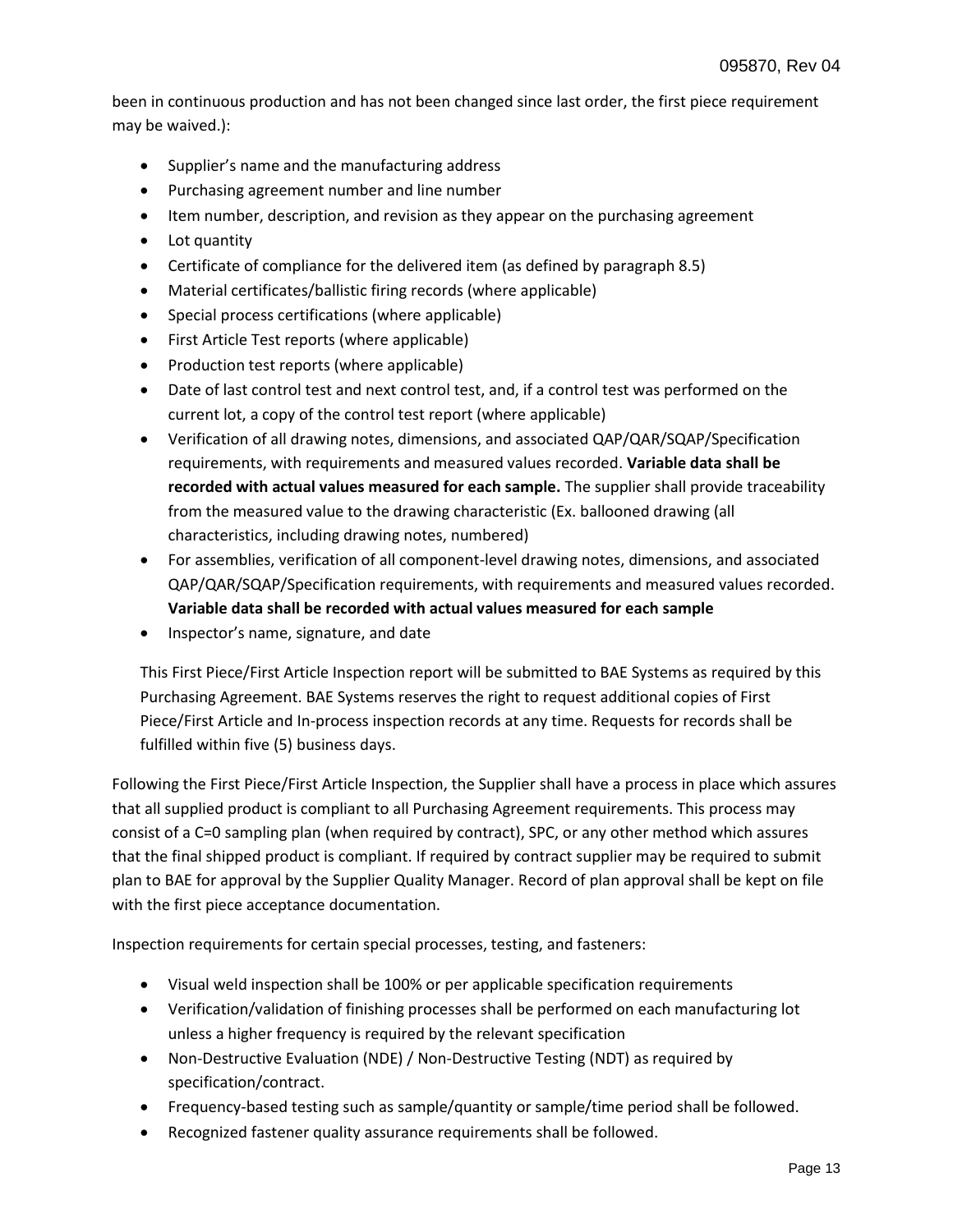been in continuous production and has not been changed since last order, the first piece requirement may be waived.):

- Supplier's name and the manufacturing address
- Purchasing agreement number and line number
- Item number, description, and revision as they appear on the purchasing agreement
- Lot quantity
- Certificate of compliance for the delivered item (as defined by paragraph 8.5)
- Material certificates/ballistic firing records (where applicable)
- Special process certifications (where applicable)
- First Article Test reports (where applicable)
- Production test reports (where applicable)
- Date of last control test and next control test, and, if a control test was performed on the current lot, a copy of the control test report (where applicable)
- Verification of all drawing notes, dimensions, and associated QAP/QAR/SQAP/Specification requirements, with requirements and measured values recorded. **Variable data shall be recorded with actual values measured for each sample.** The supplier shall provide traceability from the measured value to the drawing characteristic (Ex. ballooned drawing (all characteristics, including drawing notes, numbered)
- For assemblies, verification of all component-level drawing notes, dimensions, and associated QAP/QAR/SQAP/Specification requirements, with requirements and measured values recorded. **Variable data shall be recorded with actual values measured for each sample**
- Inspector's name, signature, and date

This First Piece/First Article Inspection report will be submitted to BAE Systems as required by this Purchasing Agreement. BAE Systems reserves the right to request additional copies of First Piece/First Article and In-process inspection records at any time. Requests for records shall be fulfilled within five (5) business days.

Following the First Piece/First Article Inspection, the Supplier shall have a process in place which assures that all supplied product is compliant to all Purchasing Agreement requirements. This process may consist of a C=0 sampling plan (when required by contract), SPC, or any other method which assures that the final shipped product is compliant. If required by contract supplier may be required to submit plan to BAE for approval by the Supplier Quality Manager. Record of plan approval shall be kept on file with the first piece acceptance documentation.

Inspection requirements for certain special processes, testing, and fasteners:

- Visual weld inspection shall be 100% or per applicable specification requirements
- Verification/validation of finishing processes shall be performed on each manufacturing lot unless a higher frequency is required by the relevant specification
- Non-Destructive Evaluation (NDE) / Non-Destructive Testing (NDT) as required by specification/contract.
- Frequency-based testing such as sample/quantity or sample/time period shall be followed.
- Recognized fastener quality assurance requirements shall be followed.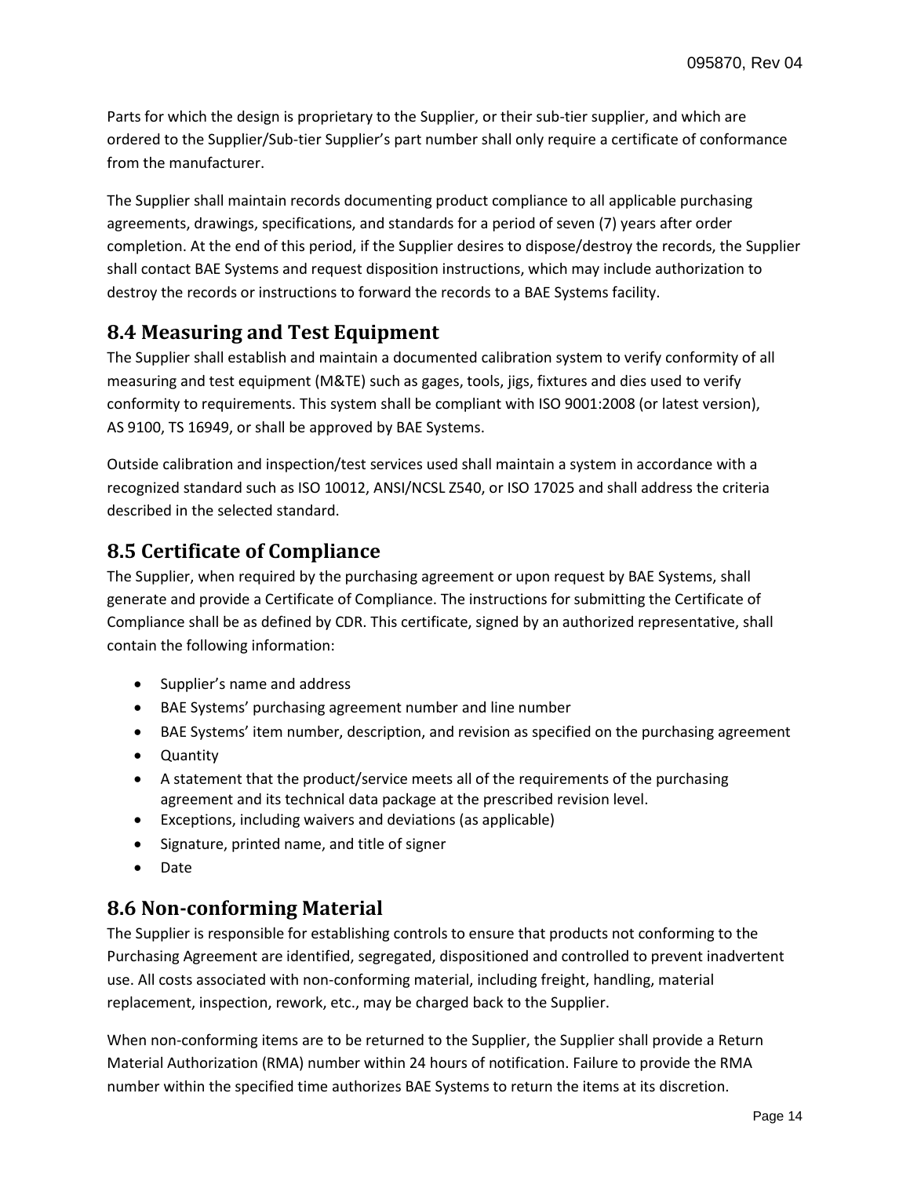Parts for which the design is proprietary to the Supplier, or their sub-tier supplier, and which are ordered to the Supplier/Sub-tier Supplier's part number shall only require a certificate of conformance from the manufacturer.

The Supplier shall maintain records documenting product compliance to all applicable purchasing agreements, drawings, specifications, and standards for a period of seven (7) years after order completion. At the end of this period, if the Supplier desires to dispose/destroy the records, the Supplier shall contact BAE Systems and request disposition instructions, which may include authorization to destroy the records or instructions to forward the records to a BAE Systems facility.

## 8.4 Measuring and Test Equipment

The Supplier shall establish and maintain a documented calibration system to verify conformity of all measuring and test equipment (M&TE) such as gages, tools, jigs, fixtures and dies used to verify conformity to requirements. This system shall be compliant with ISO 9001:2008 (or latest version), AS 9100, TS 16949, or shall be approved by BAE Systems.

Outside calibration and inspection/test services used shall maintain a system in accordance with a recognized standard such as ISO 10012, ANSI/NCSL Z540, or ISO 17025 and shall address the criteria described in the selected standard.

## 8.5 Certificate of Compliance

The Supplier, when required by the purchasing agreement or upon request by BAE Systems, shall generate and provide a Certificate of Compliance. The instructions for submitting the Certificate of Compliance shall be as defined by CDR. This certificate, signed by an authorized representative, shall contain the following information:

- Supplier's name and address
- BAE Systems' purchasing agreement number and line number
- BAE Systems' item number, description, and revision as specified on the purchasing agreement
- Quantity
- A statement that the product/service meets all of the requirements of the purchasing agreement and its technical data package at the prescribed revision level.
- Exceptions, including waivers and deviations (as applicable)
- Signature, printed name, and title of signer
- Date

## 8.6 Non-conforming Material

The Supplier is responsible for establishing controls to ensure that products not conforming to the Purchasing Agreement are identified, segregated, dispositioned and controlled to prevent inadvertent use. All costs associated with non-conforming material, including freight, handling, material replacement, inspection, rework, etc., may be charged back to the Supplier.

When non-conforming items are to be returned to the Supplier, the Supplier shall provide a Return Material Authorization (RMA) number within 24 hours of notification. Failure to provide the RMA number within the specified time authorizes BAE Systems to return the items at its discretion.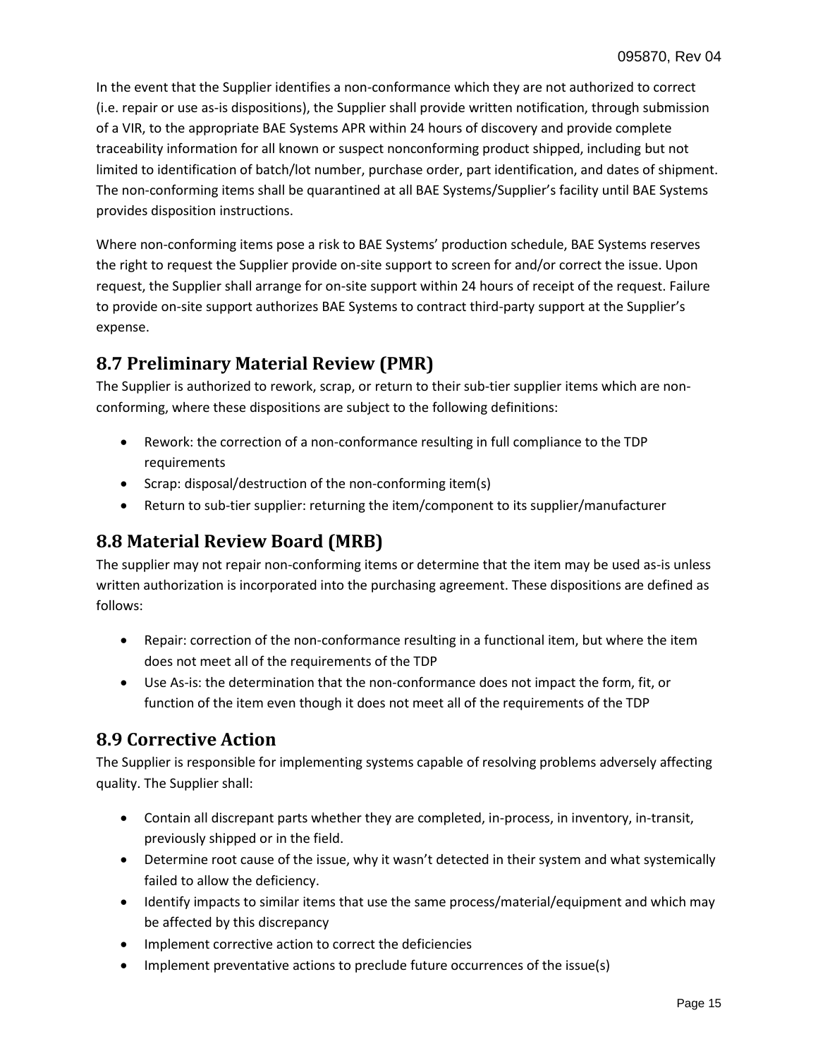In the event that the Supplier identifies a non-conformance which they are not authorized to correct (i.e. repair or use as-is dispositions), the Supplier shall provide written notification, through submission of a VIR, to the appropriate BAE Systems APR within 24 hours of discovery and provide complete traceability information for all known or suspect nonconforming product shipped, including but not limited to identification of batch/lot number, purchase order, part identification, and dates of shipment. The non-conforming items shall be quarantined at all BAE Systems/Supplier's facility until BAE Systems provides disposition instructions.

Where non-conforming items pose a risk to BAE Systems' production schedule, BAE Systems reserves the right to request the Supplier provide on-site support to screen for and/or correct the issue. Upon request, the Supplier shall arrange for on-site support within 24 hours of receipt of the request. Failure to provide on-site support authorizes BAE Systems to contract third-party support at the Supplier's expense.

## 8.7 Preliminary Material Review (PMR)

The Supplier is authorized to rework, scrap, or return to their sub-tier supplier items which are non-conforming, where these dispositions are subject to the following definitions:

- Rework: the correction of a non-conformance resulting in full compliance to the TDP requirements
- Scrap: disposal/destruction of the non-conforming item(s)
- Return to sub-tier supplier: returning the item/component to its supplier/manufacturer

## 8.8 Material Review Board (MRB)

The supplier may not repair non-conforming items or determine that the item may be used as-is unless written authorization is incorporated into the purchasing agreement. These dispositions are defined as follows:

- Repair: correction of the non-conformance resulting in a functional item, but where the item does not meet all of the requirements of the TDP
- Use As-is: the determination that the non-conformance does not impact the form, fit, or function of the item even though it does not meet all of the requirements of the TDP

## 8.9 Corrective Action

The Supplier is responsible for implementing systems capable of resolving problems adversely affecting quality. The Supplier shall:

- Contain all discrepant parts whether they are completed, in-process, in inventory, in-transit, previously shipped or in the field.
- Determine root cause of the issue, why it wasn't detected in their system and what systemically failed to allow the deficiency.
- Identify impacts to similar items that use the same process/material/equipment and which may be affected by this discrepancy
- Implement corrective action to correct the deficiencies
- Implement preventative actions to preclude future occurrences of the issue(s)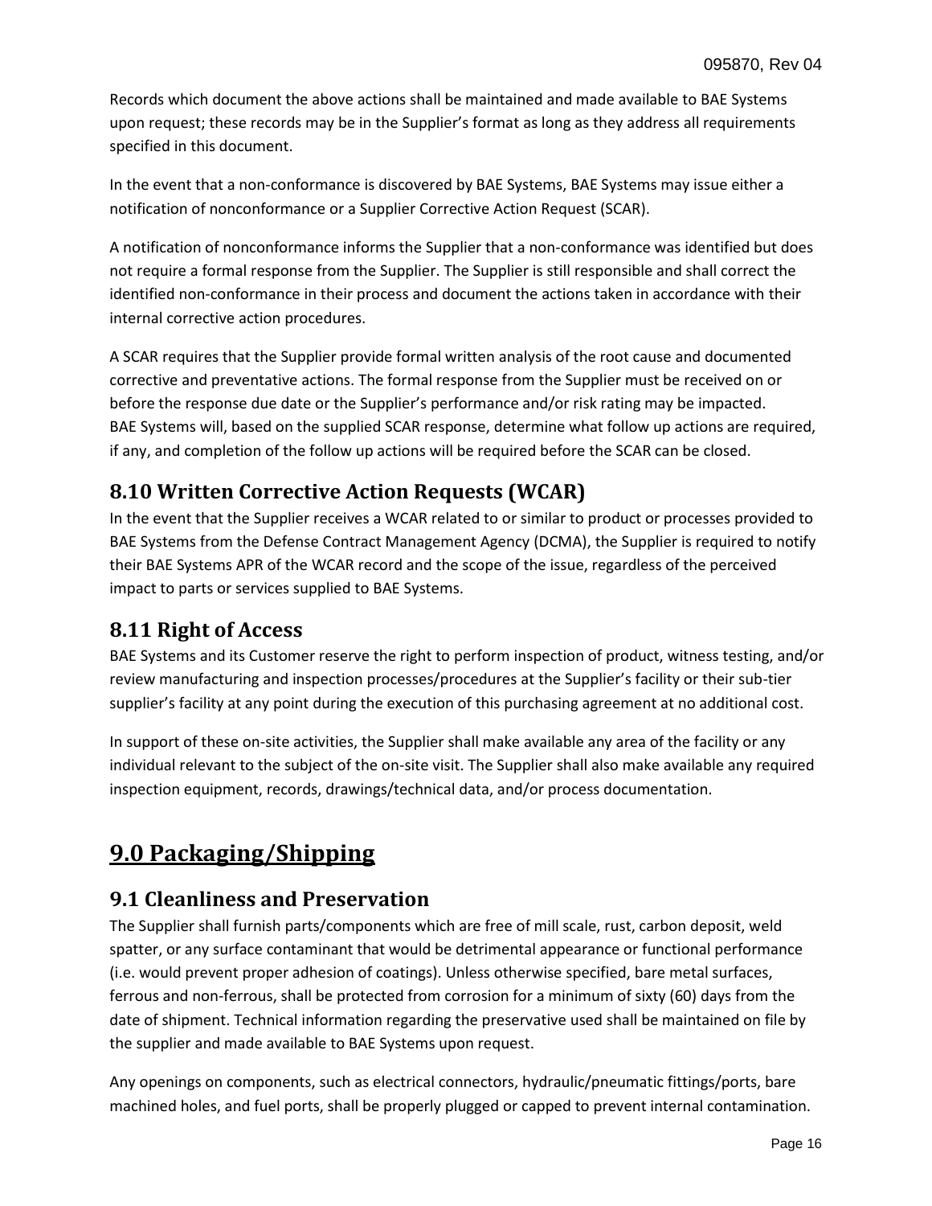Records which document the above actions shall be maintained and made available to BAE Systems upon request; these records may be in the Supplier's format as long as they address all requirements specified in this document.

In the event that a non-conformance is discovered by BAE Systems, BAE Systems may issue either a notification of nonconformance or a Supplier Corrective Action Request (SCAR).

A notification of nonconformance informs the Supplier that a non-conformance was identified but does not require a formal response from the Supplier. The Supplier is still responsible and shall correct the identified non-conformance in their process and document the actions taken in accordance with their internal corrective action procedures.

A SCAR requires that the Supplier provide formal written analysis of the root cause and documented corrective and preventative actions. The formal response from the Supplier must be received on or before the response due date or the Supplier's performance and/or risk rating may be impacted. BAE Systems will, based on the supplied SCAR response, determine what follow up actions are required, if any, and completion of the follow up actions will be required before the SCAR can be closed.

## 8.10 Written Corrective Action Requests (WCAR)

In the event that the Supplier receives a WCAR related to or similar to product or processes provided to BAE Systems from the Defense Contract Management Agency (DCMA), the Supplier is required to notify their BAE Systems APR of the WCAR record and the scope of the issue, regardless of the perceived impact to parts or services supplied to BAE Systems.

## 8.11 Right of Access

BAE Systems and its Customer reserve the right to perform inspection of product, witness testing, and/or review manufacturing and inspection processes/procedures at the Supplier's facility or their sub-tier supplier's facility at any point during the execution of this purchasing agreement at no additional cost.

In support of these on-site activities, the Supplier shall make available any area of the facility or any individual relevant to the subject of the on-site visit. The Supplier shall also make available any required inspection equipment, records, drawings/technical data, and/or process documentation.

# 9.0 Packaging/Shipping

## 9.1 Cleanliness and Preservation

The Supplier shall furnish parts/components which are free of mill scale, rust, carbon deposit, weld spatter, or any surface contaminant that would be detrimental appearance or functional performance (i.e. would prevent proper adhesion of coatings). Unless otherwise specified, bare metal surfaces, ferrous and non-ferrous, shall be protected from corrosion for a minimum of sixty (60) days from the date of shipment. Technical information regarding the preservative used shall be maintained on file by the supplier and made available to BAE Systems upon request.

Any openings on components, such as electrical connectors, hydraulic/pneumatic fittings/ports, bare machined holes, and fuel ports, shall be properly plugged or capped to prevent internal contamination.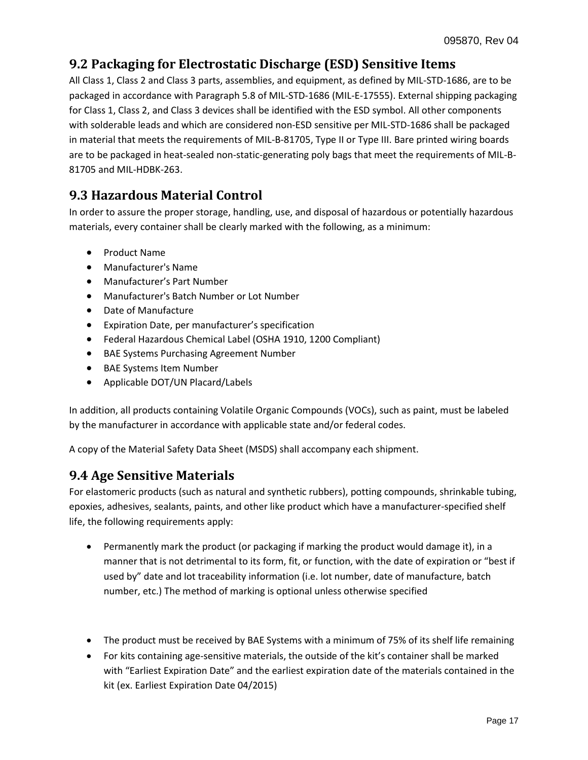## 9.2 Packaging for Electrostatic Discharge (ESD) Sensitive Items

All Class 1, Class 2 and Class 3 parts, assemblies, and equipment, as defined by MIL-STD-1686, are to be packaged in accordance with Paragraph 5.8 of MIL-STD-1686 (MIL-E-17555). External shipping packaging for Class 1, Class 2, and Class 3 devices shall be identified with the ESD symbol. All other components with solderable leads and which are considered non-ESD sensitive per MIL-STD-1686 shall be packaged in material that meets the requirements of MIL-B-81705, Type II or Type III. Bare printed wiring boards are to be packaged in heat-sealed non-static-generating poly bags that meet the requirements of MIL-B-81705 and MIL-HDBK-263.

## 9.3 Hazardous Material Control

In order to assure the proper storage, handling, use, and disposal of hazardous or potentially hazardous materials, every container shall be clearly marked with the following, as a minimum:

- Product Name
- Manufacturer's Name
- Manufacturer's Part Number
- Manufacturer's Batch Number or Lot Number
- Date of Manufacture
- Expiration Date, per manufacturer's specification
- Federal Hazardous Chemical Label (OSHA 1910, 1200 Compliant)
- BAE Systems Purchasing Agreement Number
- BAE Systems Item Number
- Applicable DOT/UN Placard/Labels

In addition, all products containing Volatile Organic Compounds (VOCs), such as paint, must be labeled by the manufacturer in accordance with applicable state and/or federal codes.

A copy of the Material Safety Data Sheet (MSDS) shall accompany each shipment.

## 9.4 Age Sensitive Materials

For elastomeric products (such as natural and synthetic rubbers), potting compounds, shrinkable tubing, epoxies, adhesives, sealants, paints, and other like product which have a manufacturer-specified shelf life, the following requirements apply:

- Permanently mark the product (or packaging if marking the product would damage it), in a manner that is not detrimental to its form, fit, or function, with the date of expiration or "best if used by" date and lot traceability information (i.e. lot number, date of manufacture, batch number, etc.) The method of marking is optional unless otherwise specified

- The product must be received by BAE Systems with a minimum of 75% of its shelf life remaining
- For kits containing age-sensitive materials, the outside of the kit's container shall be marked with "Earliest Expiration Date" and the earliest expiration date of the materials contained in the kit (ex. Earliest Expiration Date 04/2015)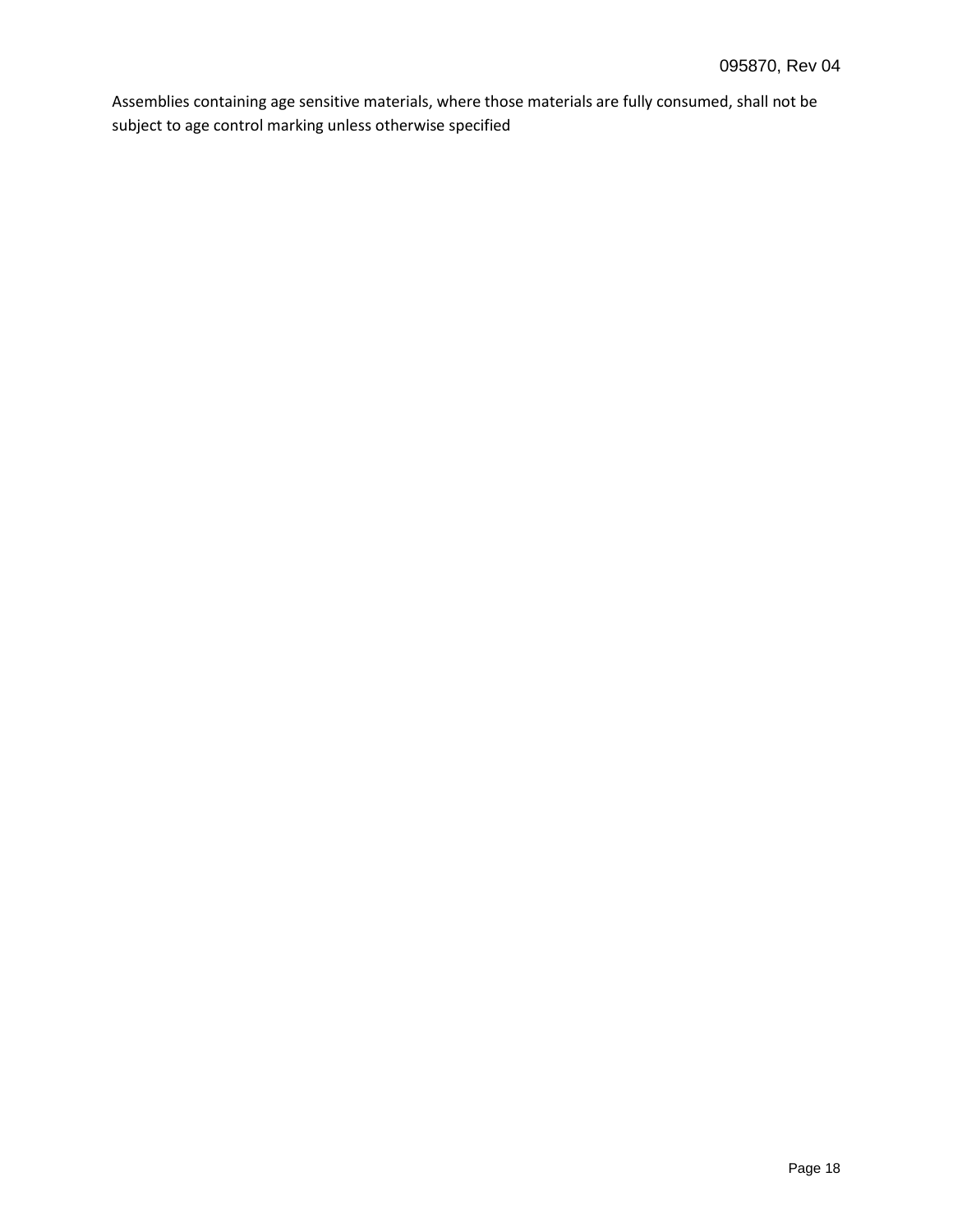Assemblies containing age sensitive materials, where those materials are fully consumed, shall not be subject to age control marking unless otherwise specified